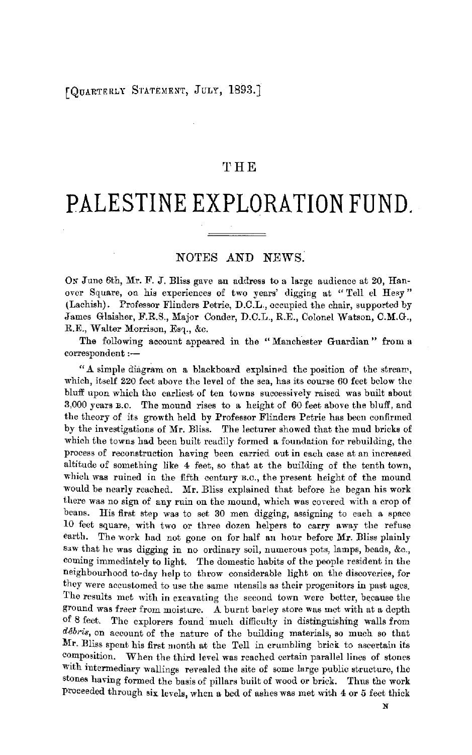[QUARTERLY STATEMENT, JULY, 1893.]

# THE PALESTINE EXPLORATION FUND.

## NOTES AND NEWS.

ON June 6th, Mr. F. J. Bliss gave an address to a large audience at 20, Hanover Square, on his experiences of two years' digging at "Tell el Hesy" (Lachish). Professor Flinders Petrie, D.C.L., occupied the chair, supported by James Glaisher, F.R.S., Major Conder, D.C.L., R.E., Colonel Watson, C.M.G., R.E., Walter Morrison, Esq., &c.

The following account appeared in the "Manchester Guardian" from a correspondent:—

"A simple diagram on a blackboard explained the position of the stream, which, itself 220 feet above the level of the sea, has its course 60 feet below the bluff upon which the earliest of ten towns successively raised was built about 3,000 years B.C. The mound rises to a height of 60 feet above the bluff, and the theory of its growth held by Professor Flinders Petrie has been confirmed by the investigations of Mr. Bliss. The lecturer showed that the mud bricks of which the towns had been built readily formed a foundation for rebuilding, the process of reconstruction having been carried out in each case at an increased altitude of something like 4 feet, so that at the building of the tenth town, which was ruined in the fifth century B.C., the present height of the mound would be nearly reached. Mr. Bliss explained that before he began his work there was no sign of any ruin on the mound, which was covered with a crop of beans. His first step was to set 30 men digging, assigning to each a space 10 feet square, with two or three dozen helpers to carry away the refuse earth. The work had not gone on for half an hour before Mr. Bliss plainly saw that he was digging in no ordinary soil, numerous pots, lamps, beads, &c., coming immediately to light. The domestic habits of the people resident in the neighbourhood to-day help to throw considerable light on the discoveries, for they were accustomed to use the same utensils as their progenitors in past ages. The results met with in excavating the second town were better, because the ground was freer from moisture. A burnt barley store was met with at a depth of 8 feet. The explorers found much difficulty in distinguishing walls from *débris*, on account of the nature of the building materials, so much so that Mr. Bliss spent his first month at the Tell in crumbling brick to ascertain its composition. When the third level was reached certain parallel lines of stones with intermediary wallings revealed the site of some large public structure, the stones having formed the basis of pillars built of wood or brick. Thus the work proceeded through six levels, when a bed of ashes was met with 4 or 5 feet thick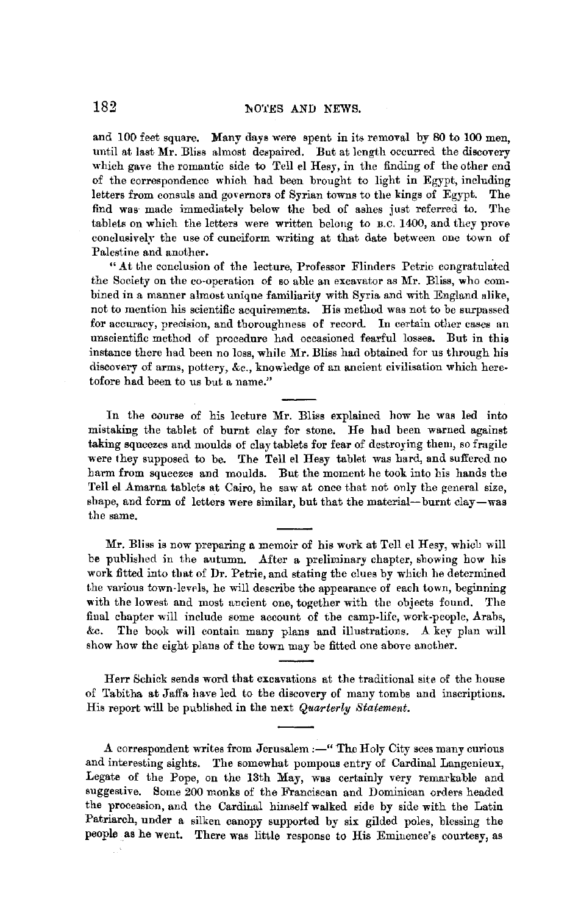and 100 feet square. Many days were spent in its removal by 80 to 100 men, until at last Mr. Bliss almost despaired. But at length occurred the discovery which gave the romantic side to Tell el Hesy, in the finding of the other end of the correspondence which had been brought to light in Egypt, including letters from consuls and governors of Syrian towns to the kings of Egypt. The find was made immediately below the bed of ashes just referred to. The tablets on which the letters were written belong to B.C. 1400, and they prove conclusively the use of cuneiform writing at that date between one town of Palestine and another.

"At the conclusion of the lecture, Professor Flinders Petrie congratulated the Society on the co-operation of so able an excavator as Mr. Bliss, who combined in a manner almost unique familiarity with Syria and with England alike, not to mention his scientific acquirements. His method was not to be surpassed for accuracy, precision, and thoroughness of record. In certain other cases an unscientific method of procedure had occasioned fearful losses. But in this instance there had been no loss, while Mr. Bliss had obtained for us through his discovery of arms, pottery, &c., knowledge of an ancient civilisation which heretofore had been to us but a name."

---

In the course of his lecture Mr. Bliss explained how he was led into mistaking the tablet of burnt clay for stone. He had been warned against taking squeezes and moulds of clay tablets for fear of destroying them, so fragile were they supposed to be. The Tell el Hesy tablet was hard, and suffered no harm from squeezes and moulds. But the moment he took into his hands the Tell el Amarna tablets at Cairo, he saw at once that not only the general size, shape, and form of letters were similar, but that the material—burnt clay—was the same.

---

Mr. Bliss is now preparing a memoir of his work at Tell el Hesy, which will be published in the autumn. After a preliminary chapter, showing how his work fitted into that of Dr. Petrie, and stating the clues by which he determined the various town-levels, he will describe the appearance of each town, beginning with the lowest and most ancient one, together with the objects found. The final chapter will include some account of the camp-life, work-people, Arabs, &c. The book will contain many plans and illustrations. A key plan will show how the eight plans of the town may be fitted one above another.

---

Herr Schick sends word that excavations at the traditional site of the house of Tabitha at Jaffa have led to the discovery of many tombs and inscriptions. His report will be published in the next *Quarterly Statement.*

---

A correspondent writes from Jerusalem:—" The Holy City sees many curious and interesting sights. The somewhat pompous entry of Cardinal Langenieux, Legate of the Pope, on the 13th May, was certainly very remarkable and suggestive. Some 200 monks of the Franciscan and Dominican orders headed the procession, and the Cardinal himself walked side by side with the Latin Patriarch, under a silken canopy supported by six gilded poles, blessing the people as he went. There was little response to His Eminence's courtesy, as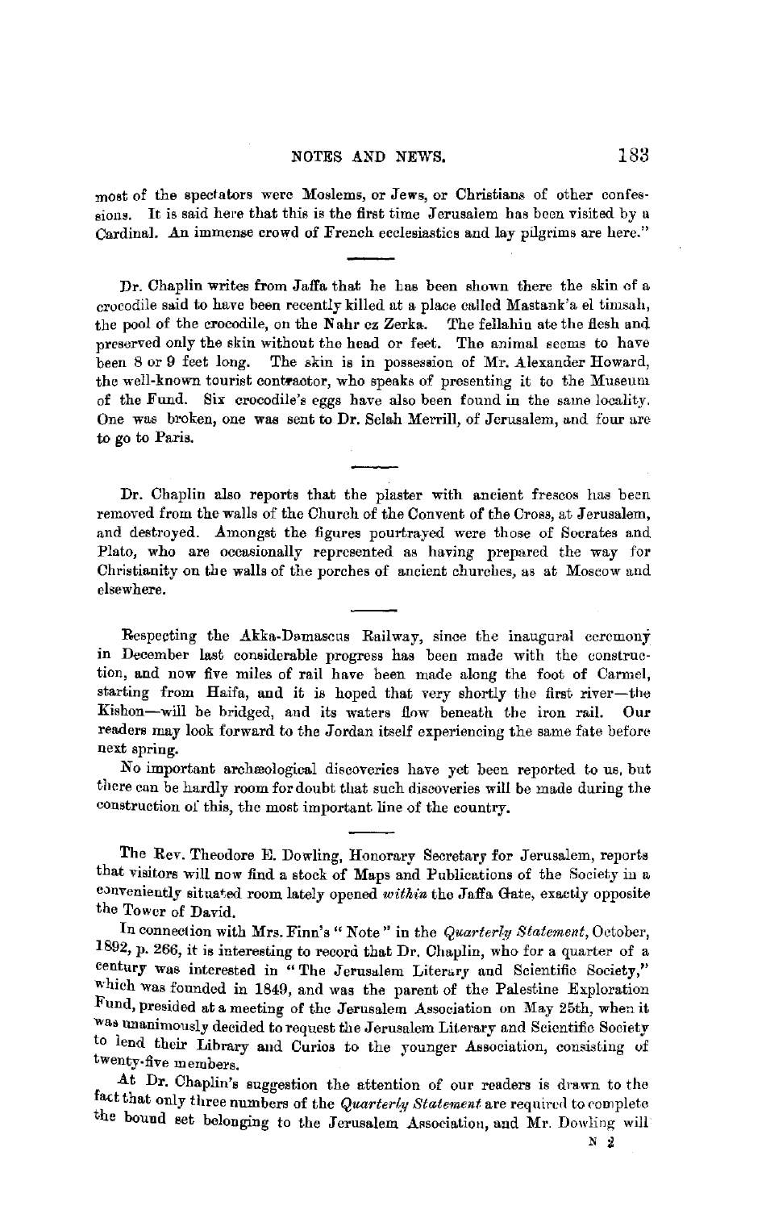most of the spectators were Moslems, or Jews, or Christians of other confessions. It is said here that this is the first time Jerusalem has been visited by a Cardinal. An immense crowd of French ecclesiastics and lay pilgrims are here."

---

Dr. Chaplin writes from Jaffa that he has been shown there the skin of a crocodile said to have been recently killed at a place called Mastank'a el timsah, the pool of the crocodile, on the Nahr ez Zerka. The fellahin ate the flesh and preserved only the skin without the head or feet. The animal seems to have been 8 or 9 feet long. The skin is in possession of Mr. Alexander Howard, the well-known tourist contractor, who speaks of presenting it to the Museum of the Fund. Six crocodile's eggs have also been found in the same locality. One was broken, one was sent to Dr. Selah Merrill, of Jerusalem, and four are to go to Paris.

---

Dr. Chaplin also reports that the plaster with ancient frescos has been removed from the walls of the Church of the Convent of the Cross, at Jerusalem, and destroyed. Amongst the figures pourtrayed were those of Socrates and Plato, who are occasionally represented as having prepared the way for Christianity on the walls of the porches of ancient churches, as at Moscow and elsewhere.

---

Respecting the Akka-Damascus Railway, since the inaugural ceremony in December last considerable progress has been made with the construction, and now five miles of rail have been made along the foot of Carmel, starting from Haifa, and it is hoped that very shortly the first river—the Kishon—will be bridged, and its waters flow beneath the iron rail. Our readers may look forward to the Jordan itself experiencing the same fate before next spring.

No important archæological discoveries have yet been reported to us, but there can be hardly room for doubt that such discoveries will be made during the construction of this, the most important line of the country.

---

The Rev. Theodore E. Dowling, Honorary Secretary for Jerusalem, reports that visitors will now find a stock of Maps and Publications of the Society in a conveniently situated room lately opened *within* the Jaffa Gate, exactly opposite the Tower of David.

In connection with Mrs. Finn's "Note" in the *Quarterly Statement*, October, 1892, p. 266, it is interesting to record that Dr. Chaplin, who for a quarter of a century was interested in "The Jerusalem Literary and Scientific Society," which was founded in 1849, and was the parent of the Palestine Exploration Fund, presided at a meeting of the Jerusalem Association on May 25th, when it was unanimously decided to request the Jerusalem Literary and Scientific Society to lend their Library and Curios to the younger Association, consisting of twenty-five members.

At Dr. Chaplin's suggestion the attention of our readers is drawn to the fact that only three numbers of the *Quarterly Statement* are required to complete the bound set belonging to the Jerusalem Association, and Mr. Dowling will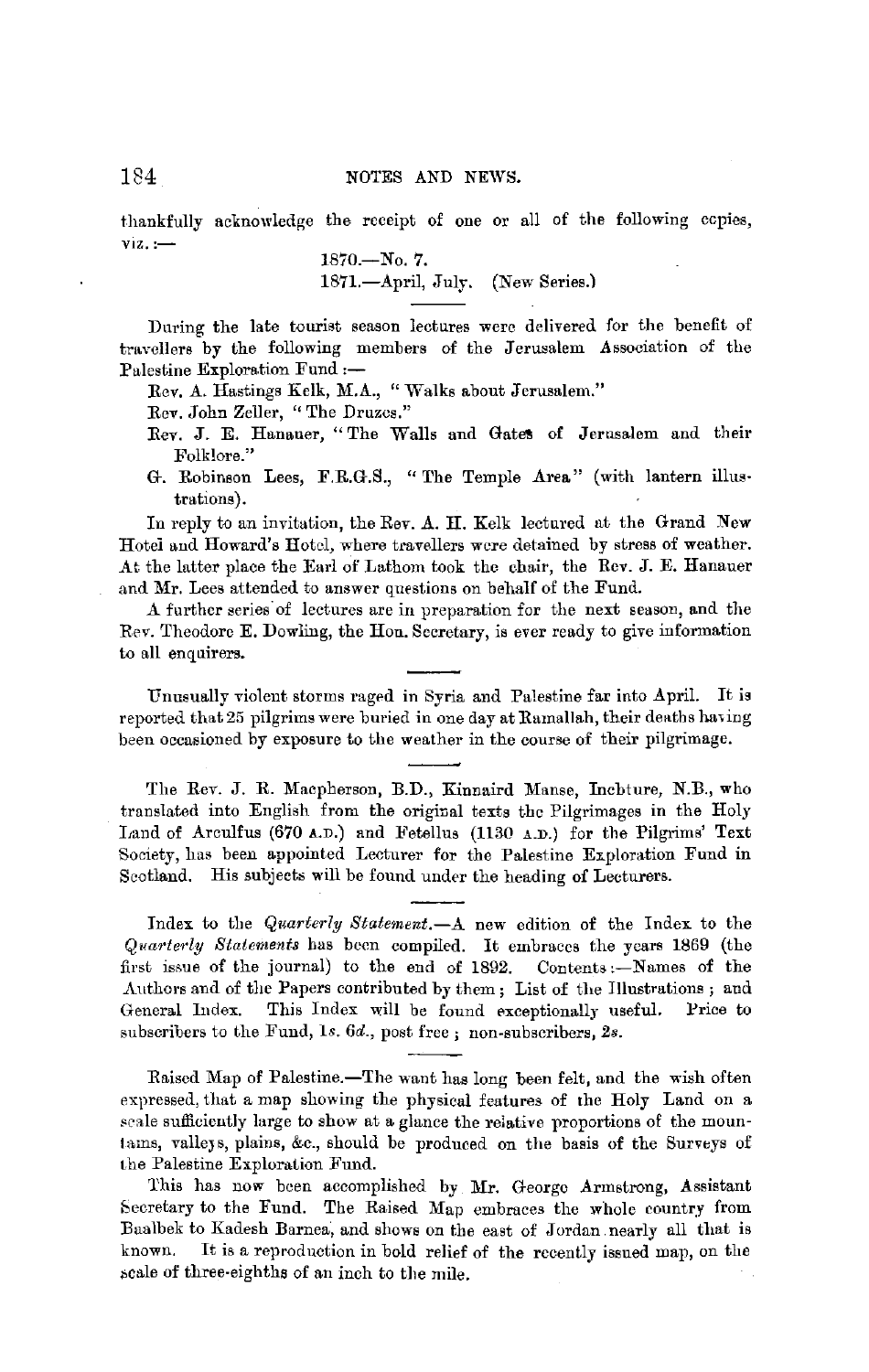thankfully acknowledge the receipt of one or all of the following copies, viz.:—

1870.—No. 7.
1871.—April, July. (New Series.)

---

During the late tourist season lectures were delivered for the benefit of travellers by the following members of the Jerusalem Association of the Palestine Exploration Fund:—

Rev. A. Hastings Kelk, M.A., "Walks about Jerusalem."

Rev. John Zeller, "The Druzes."

Rev. J. E. Hanauer, "The Walls and Gates of Jerusalem and their Folklore."

G. Robinson Lees, F.R.G.S., "The Temple Area" (with lantern illustrations).

In reply to an invitation, the Rev. A. H. Kelk lectured at the Grand New Hotel and Howard's Hotel, where travellers were detained by stress of weather. At the latter place the Earl of Lathom took the chair, the Rev. J. E. Hanauer and Mr. Lees attended to answer questions on behalf of the Fund.

A further series of lectures are in preparation for the next season, and the Rev. Theodore E. Dowling, the Hon. Secretary, is ever ready to give information to all enquirers.

---

Unusually violent storms raged in Syria and Palestine far into April. It is reported that 25 pilgrims were buried in one day at Ramallah, their deaths having been occasioned by exposure to the weather in the course of their pilgrimage.

---

The Rev. J. R. Macpherson, B.D., Kinnaird Manse, Inchture, N.B., who translated into English from the original texts the Pilgrimages in the Holy Land of Arculfus (670 A.D.) and Fetellus (1130 A.D.) for the Pilgrims' Text Society, has been appointed Lecturer for the Palestine Exploration Fund in Scotland. His subjects will be found under the heading of Lecturers.

---

Index to the *Quarterly Statement*.—A new edition of the Index to the *Quarterly Statements* has been compiled. It embraces the years 1869 (the first issue of the journal) to the end of 1892. Contents:—Names of the Authors and of the Papers contributed by them; List of the Illustrations; and General Index. This Index will be found exceptionally useful. Price to subscribers to the Fund, 1*s.* 6*d.*, post free; non-subscribers, 2*s.*

---

Raised Map of Palestine.—The want has long been felt, and the wish often expressed, that a map showing the physical features of the Holy Land on a scale sufficiently large to show at a glance the relative proportions of the mountains, valleys, plains, &c., should be produced on the basis of the Surveys of the Palestine Exploration Fund.

This has now been accomplished by Mr. George Armstrong, Assistant Secretary to the Fund. The Raised Map embraces the whole country from Baalbek to Kadesh Barnea, and shows on the east of Jordan nearly all that is known. It is a reproduction in bold relief of the recently issued map, on the scale of three-eighths of an inch to the mile.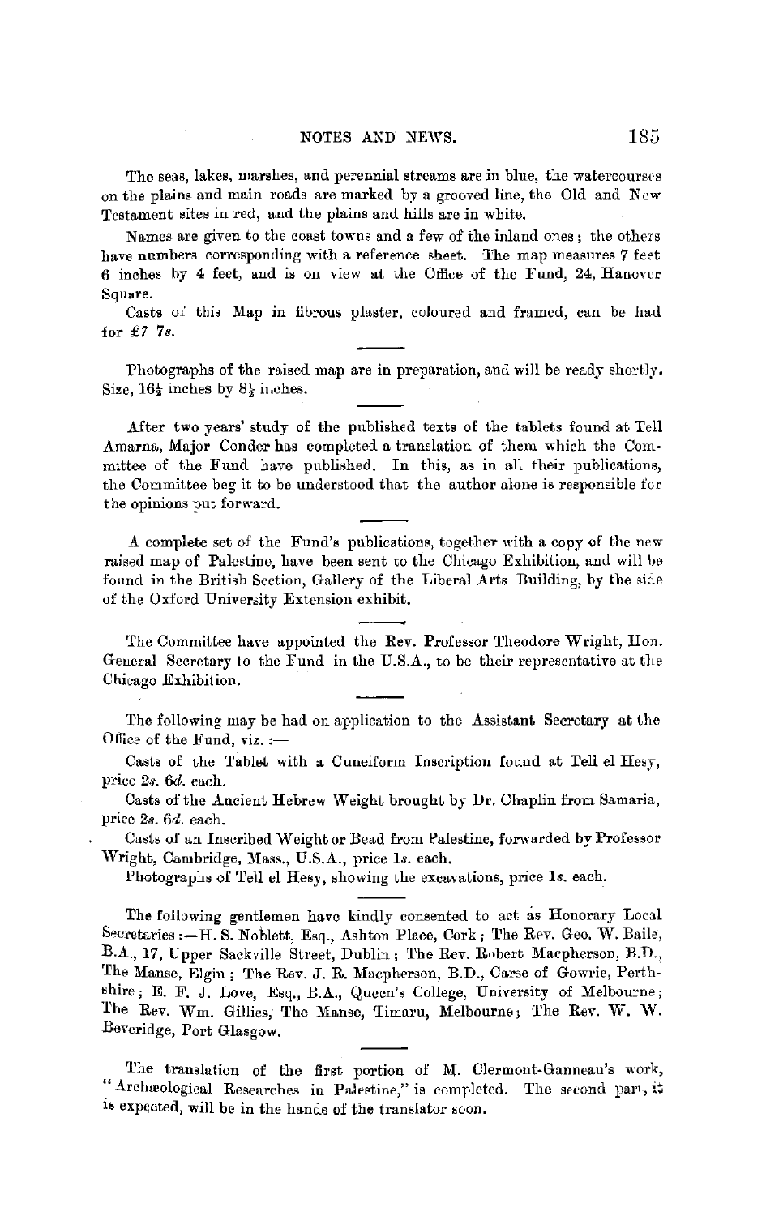The seas, lakes, marshes, and perennial streams are in blue, the watercourses on the plains and main roads are marked by a grooved line, the Old and New Testament sites in red, and the plains and hills are in white.

Names are given to the coast towns and a few of the inland ones; the others have numbers corresponding with a reference sheet. The map measures 7 feet 6 inches by 4 feet, and is on view at the Office of the Fund, 24, Hanover Square.

Casts of this Map in fibrous plaster, coloured and framed, can be had for £7 7*s.*

---

Photographs of the raised map are in preparation, and will be ready shortly. Size, 16½ inches by 8½ inches.

---

After two years' study of the published texts of the tablets found at Tell Amarna, Major Conder has completed a translation of them which the Committee of the Fund have published. In this, as in all their publications, the Committee beg it to be understood that the author alone is responsible for the opinions put forward.

---

A complete set of the Fund's publications, together with a copy of the new raised map of Palestine, have been sent to the Chicago Exhibition, and will be found in the British Section, Gallery of the Liberal Arts Building, by the side of the Oxford University Extension exhibit.

---

The Committee have appointed the Rev. Professor Theodore Wright, Hon. General Secretary to the Fund in the U.S.A., to be their representative at the Chicago Exhibition.

---

The following may be had on application to the Assistant Secretary at the Office of the Fund, viz.:—

Casts of the Tablet with a Cuneiform Inscription found at Tell el Hesy, price 2*s.* 6*d.* each.

Casts of the Ancient Hebrew Weight brought by Dr. Chaplin from Samaria, price 2*s.* 6*d.* each.

Casts of an Inscribed Weight or Bead from Palestine, forwarded by Professor Wright, Cambridge, Mass., U.S.A., price 1*s.* each.

Photographs of Tell el Hesy, showing the excavations, price 1*s.* each.

---

The following gentlemen have kindly consented to act as Honorary Local Secretaries:—H. S. Noblett, Esq., Ashton Place, Cork; The Rev. Geo. W. Baile, B.A., 17, Upper Sackville Street, Dublin; The Rev. Robert Macpherson, B.D., The Manse, Elgin; The Rev. J. R. Macpherson, B.D., Carse of Gowrie, Perthshire; E. F. J. Love, Esq., B.A., Queen's College, University of Melbourne; The Rev. Wm. Gillies, The Manse, Timaru, Melbourne; The Rev. W. W. Beveridge, Port Glasgow.

---

The translation of the first portion of M. Clermont-Ganneau's work, "Archæological Researches in Palestine," is completed. The second part, it is expected, will be in the hands of the translator soon.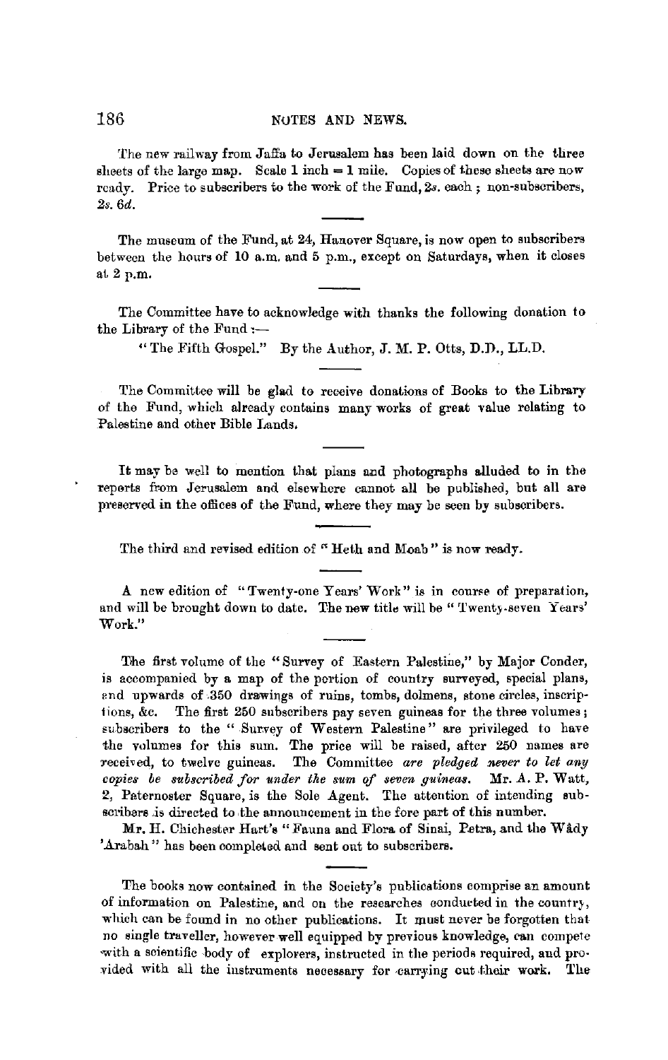The new railway from Jaffa to Jerusalem has been laid down on the three sheets of the large map. Scale 1 inch = 1 mile. Copies of these sheets are now ready. Price to subscribers to the work of the Fund, 2*s.* each; non-subscribers, 2*s.* 6*d.*

---

The museum of the Fund, at 24, Hanover Square, is now open to subscribers between the hours of 10 a.m. and 5 p.m., except on Saturdays, when it closes at 2 p.m.

---

The Committee have to acknowledge with thanks the following donation to the Library of the Fund:—

"The Fifth Gospel." By the Author, J. M. P. Otts, D.D., LL.D.

---

The Committee will be glad to receive donations of Books to the Library of the Fund, which already contains many works of great value relating to Palestine and other Bible Lands.

---

It may be well to mention that plans and photographs alluded to in the reports from Jerusalem and elsewhere cannot all be published, but all are preserved in the offices of the Fund, where they may be seen by subscribers.

---

The third and revised edition of "Heth and Moab" is now ready.

---

A new edition of "Twenty-one Years' Work" is in course of preparation, and will be brought down to date. The new title will be "Twenty-seven Years' Work."

---

The first volume of the "Survey of Eastern Palestine," by Major Conder, is accompanied by a map of the portion of country surveyed, special plans, and upwards of 350 drawings of ruins, tombs, dolmens, stone circles, inscriptions, &c. The first 250 subscribers pay seven guineas for the three volumes; subscribers to the "Survey of Western Palestine" are privileged to have the volumes for this sum. The price will be raised, after 250 names are received, to twelve guineas. The Committee *are pledged never to let any copies be subscribed for under the sum of seven guineas.* Mr. A. P. Watt, 2, Paternoster Square, is the Sole Agent. The attention of intending subscribers is directed to the announcement in the fore part of this number.

Mr. H. Chichester Hart's "Fauna and Flora of Sinai, Petra, and the Wâdy 'Arabah" has been completed and sent out to subscribers.

---

The books now contained in the Society's publications comprise an amount of information on Palestine, and on the researches conducted in the country, which can be found in no other publications. It must never be forgotten that no single traveller, however well equipped by previous knowledge, can compete with a scientific body of explorers, instructed in the periods required, and provided with all the instruments necessary for carrying out their work. The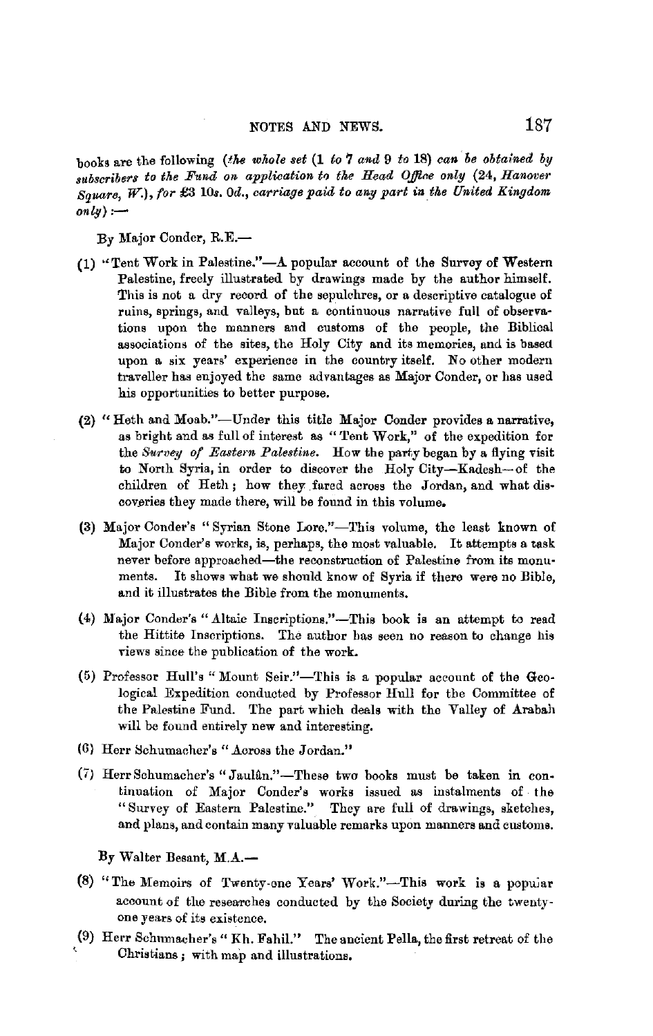books are the following (*the whole set* (1 *to* 7 *and* 9 *to* 18) *can be obtained by subscribers to the Fund on application to the Head Office only* (24, *Hanover Square, W.*), *for* £3 10*s.* 0*d.*, *carriage paid to any part in the United Kingdom only*):—

By Major Conder, R.E.—

(1) "Tent Work in Palestine."—A popular account of the Survey of Western Palestine, freely illustrated by drawings made by the author himself. This is not a dry record of the sepulchres, or a descriptive catalogue of ruins, springs, and valleys, but a continuous narrative full of observations upon the manners and customs of the people, the Biblical associations of the sites, the Holy City and its memories, and is based upon a six years' experience in the country itself. No other modern traveller has enjoyed the same advantages as Major Conder, or has used his opportunities to better purpose.

(2) "Heth and Moab."—Under this title Major Conder provides a narrative, as bright and as full of interest as "Tent Work," of the expedition for the *Survey of Eastern Palestine*. How the party began by a flying visit to North Syria, in order to discover the Holy City—Kadesh—of the children of Heth; how they fared across the Jordan, and what discoveries they made there, will be found in this volume.

(3) Major Conder's "Syrian Stone Lore."—This volume, the least known of Major Conder's works, is, perhaps, the most valuable. It attempts a task never before approached—the reconstruction of Palestine from its monuments. It shows what we should know of Syria if there were no Bible, and it illustrates the Bible from the monuments.

(4) Major Conder's "Altaic Inscriptions."—This book is an attempt to read the Hittite Inscriptions. The author has seen no reason to change his views since the publication of the work.

(5) Professor Hull's "Mount Seir."—This is a popular account of the Geological Expedition conducted by Professor Hull for the Committee of the Palestine Fund. The part which deals with the Valley of Arabah will be found entirely new and interesting.

(6) Herr Schumacher's "Across the Jordan."

(7) Herr Schumacher's "Jaulân."—These two books must be taken in continuation of Major Conder's works issued as instalments of the "Survey of Eastern Palestine." They are full of drawings, sketches, and plans, and contain many valuable remarks upon manners and customs.

By Walter Besant, M.A.—

(8) "The Memoirs of Twenty-one Years' Work."—This work is a popular account of the researches conducted by the Society during the twenty-one years of its existence.

(9) Herr Schumacher's "Kh. Fahil." The ancient Pella, the first retreat of the Christians; with map and illustrations.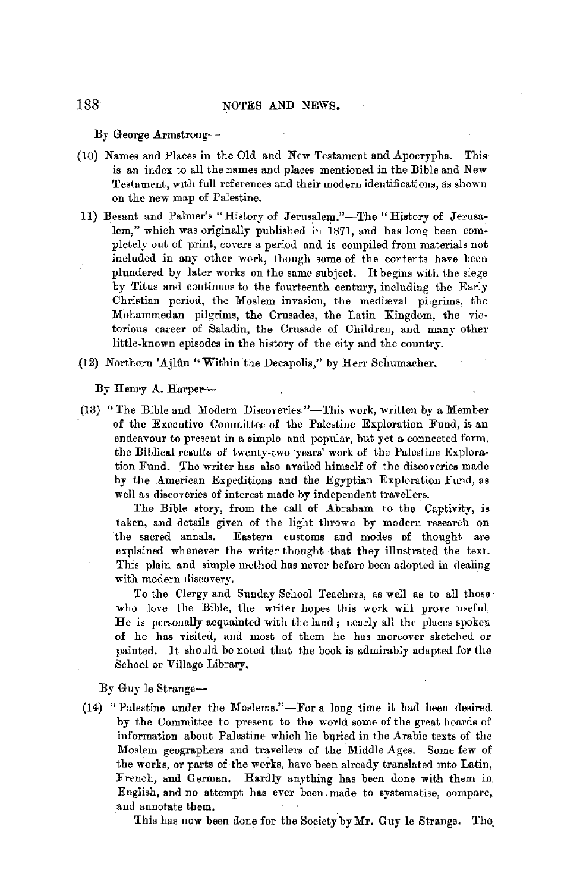By George Armstrong—

(10) Names and Places in the Old and New Testament and Apocrypha. This is an index to all the names and places mentioned in the Bible and New Testament, with full references and their modern identifications, as shown on the new map of Palestine.

11) Besant and Palmer's "History of Jerusalem."—The "History of Jerusalem," which was originally published in 1871, and has long been completely out of print, covers a period and is compiled from materials not included in any other work, though some of the contents have been plundered by later works on the same subject. It begins with the siege by Titus and continues to the fourteenth century, including the Early Christian period, the Moslem invasion, the mediæval pilgrims, the Mohammedan pilgrims, the Crusades, the Latin Kingdom, the victorious career of Saladin, the Crusade of Children, and many other little-known episodes in the history of the city and the country.

(12) Northern 'Ajlûn "Within the Decapolis," by Herr Schumacher.

By Henry A. Harper—

(13) "The Bible and Modern Discoveries."—This work, written by a Member of the Executive Committee of the Palestine Exploration Fund, is an endeavour to present in a simple and popular, but yet a connected form, the Biblical results of twenty-two years' work of the Palestine Exploration Fund. The writer has also availed himself of the discoveries made by the American Expeditions and the Egyptian Exploration Fund, as well as discoveries of interest made by independent travellers.

The Bible story, from the call of Abraham to the Captivity, is taken, and details given of the light thrown by modern research on the sacred annals. Eastern customs and modes of thought are explained whenever the writer thought that they illustrated the text. This plain and simple method has never before been adopted in dealing with modern discovery.

To the Clergy and Sunday School Teachers, as well as to all those who love the Bible, the writer hopes this work will prove useful. He is personally acquainted with the land; nearly all the places spoken of he has visited, and most of them he has moreover sketched or painted. It should be noted that the book is admirably adapted for the School or Village Library.

By Guy le Strange—

(14) "Palestine under the Moslems."—For a long time it had been desired by the Committee to present to the world some of the great hoards of information about Palestine which lie buried in the Arabic texts of the Moslem geographers and travellers of the Middle Ages. Some few of the works, or parts of the works, have been already translated into Latin, French, and German. Hardly anything has been done with them in English, and no attempt has ever been made to systematise, compare, and annotate them.

This has now been done for the Society by Mr. Guy le Strange. The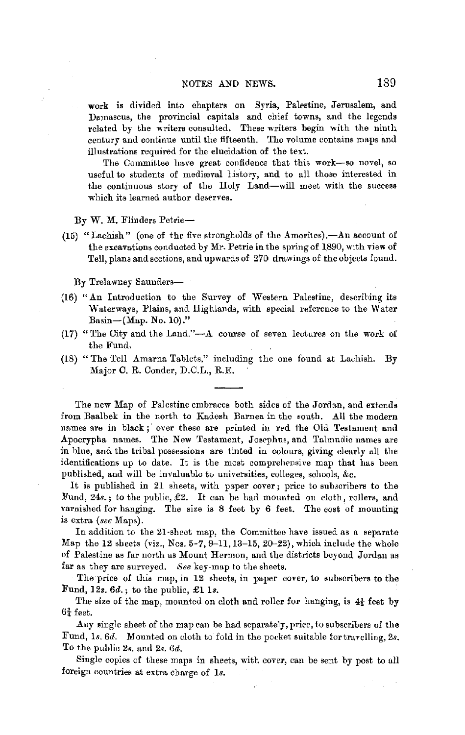work is divided into chapters on Syria, Palestine, Jerusalem, and Damascus, the provincial capitals and chief towns, and the legends related by the writers consulted. These writers begin with the ninth century and continue until the fifteenth. The volume contains maps and illustrations required for the elucidation of the text.

The Committee have great confidence that this work—so novel, so useful to students of mediæval history, and to all those interested in the continuous story of the Holy Land—will meet with the success which its learned author deserves.

By W. M. Flinders Petrie—

(15) "Lachish" (one of the five strongholds of the Amorites).—An account of the excavations conducted by Mr. Petrie in the spring of 1890, with view of Tell, plans and sections, and upwards of 270 drawings of the objects found.

By Trelawney Saunders—

(16) "An Introduction to the Survey of Western Palestine, describing its Waterways, Plains, and Highlands, with special reference to the Water Basin—(Map. No. 10)."

(17) "The City and the Land."—A course of seven lectures on the work of the Fund.

(18) "The Tell Amarna Tablets," including the one found at Lachish. By Major C. R. Conder, D.C.L., R.E.

---

The new Map of Palestine embraces both sides of the Jordan, and extends from Baalbek in the north to Kadesh Barnea in the south. All the modern names are in black; over these are printed in red the Old Testament and Apocrypha names. The New Testament, Josephus, and Talmudic names are in blue, and the tribal possessions are tinted in colours, giving clearly all the identifications up to date. It is the most comprehensive map that has been published, and will be invaluable to universities, colleges, schools, &c.

It is published in 21 sheets, with paper cover; price to subscribers to the Fund, 24*s.*; to the public, £2. It can be had mounted on cloth, rollers, and varnished for hanging. The size is 8 feet by 6 feet. The cost of mounting is extra (*see* Maps).

In addition to the 21-sheet map, the Committee have issued as a separate Map the 12 sheets (viz., Nos. 5-7, 9-11, 13-15, 20-22), which include the whole of Palestine as far north as Mount Hermon, and the districts beyond Jordan as far as they are surveyed. *See* key-map to the sheets.

The price of this map, in 12 sheets, in paper cover, to subscribers to the Fund, 12*s.* 6*d.*; to the public, £1 1*s.*

The size of the map, mounted on cloth and roller for hanging, is $4\frac{1}{2}$ feet by $6\frac{3}{4}$ feet.

Any single sheet of the map can be had separately, price, to subscribers of the Fund, 1*s.* 6*d.* Mounted on cloth to fold in the pocket suitable for travelling, 2*s.* To the public 2*s.* and 2*s.* 6*d.*

Single copies of these maps in sheets, with cover, can be sent by post to all foreign countries at extra charge of 1*s.*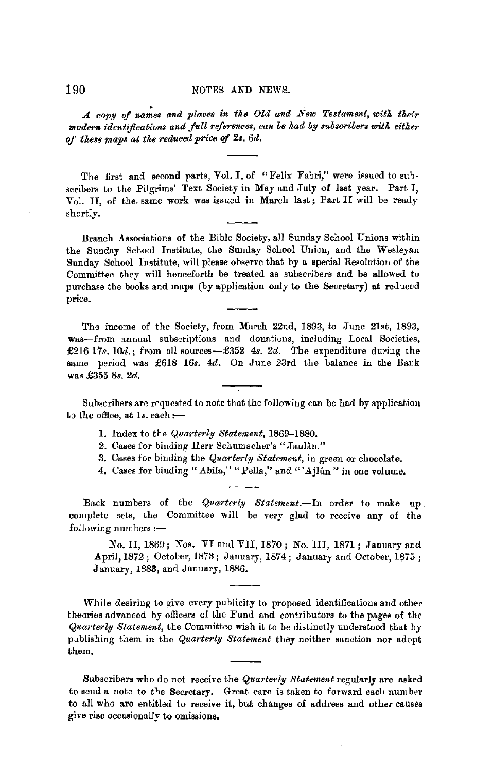*A copy of names and places in the Old and New Testament, with their modern identifications and full references, can be had by subscribers with either of these maps at the reduced price of 2s. 6d.*

The first and second parts, Vol. I, of "Felix Fabri," were issued to subscribers to the Pilgrims' Text Society in May and July of last year. Part I, Vol. II, of the same work was issued in March last; Part II will be ready shortly.

Branch Associations of the Bible Society, all Sunday School Unions within the Sunday School Institute, the Sunday School Union, and the Wesleyan Sunday School Institute, will please observe that by a special Resolution of the Committee they will henceforth be treated as subscribers and be allowed to purchase the books and maps (by application only to the Secretary) at reduced price.

The income of the Society, from March 22nd, 1893, to June 21st, 1893, was—from annual subscriptions and donations, including Local Societies, £216 *17s.* *10d.*; from all sources—£352 *4s.* *2d.* The expenditure during the same period was £618 *16s.* *4d.* On June 23rd the balance in the Bank was £355 *8s.* *2d.*

Subscribers are requested to note that the following can be had by application to the office, at *1s.* each:—

1. Index to the *Quarterly Statement*, 1869–1880.
2. Cases for binding Herr Schumacher's "Jaulân."
3. Cases for binding the *Quarterly Statement*, in green or chocolate.
4. Cases for binding "Abila," "Pella," and "'Ajlûn" in one volume.

Back numbers of the *Quarterly Statement*.—In order to make up complete sets, the Committee will be very glad to receive any of the following numbers:—

No. II, 1869; Nos. VI and VII, 1870; No. III, 1871; January and April, 1872; October, 1873; January, 1874; January and October, 1875; January, 1883, and January, 1886.

While desiring to give every publicity to proposed identifications and other theories advanced by officers of the Fund and contributors to the pages of the *Quarterly Statement*, the Committee wish it to be distinctly understood that by publishing them in the *Quarterly Statement* they neither sanction nor adopt them.

Subscribers who do not receive the *Quarterly Statement* regularly are asked to send a note to the Secretary. Great care is taken to forward each number to all who are entitled to receive it, but changes of address and other causes give rise occasionally to omissions.